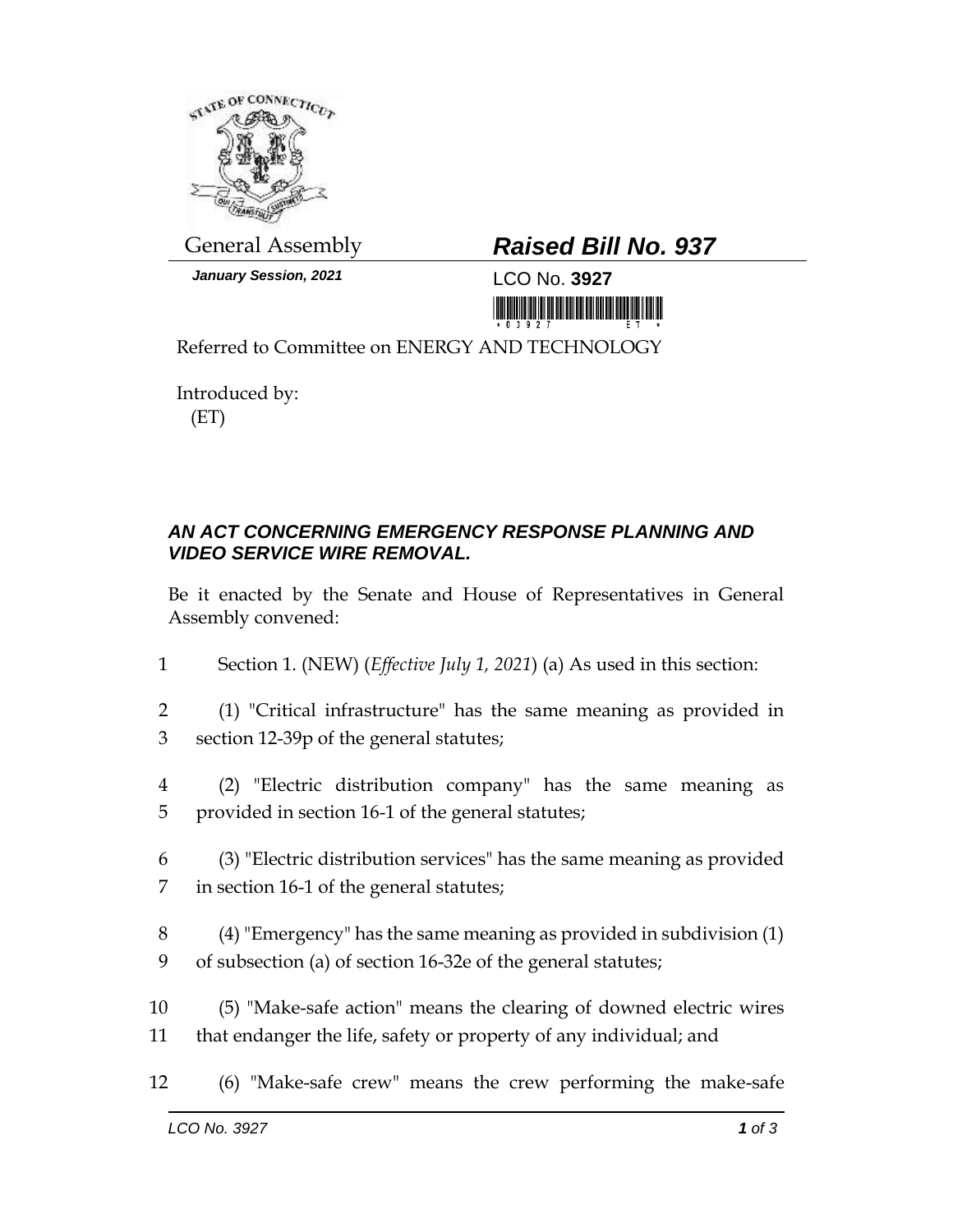General Assembly

***Raised Bill No. 937***

***January Session, 2021***

LCO No. **3927**

Referred to Committee on ENERGY AND TECHNOLOGY

Introduced by:
(ET)

## *AN ACT CONCERNING EMERGENCY RESPONSE PLANNING AND VIDEO SERVICE WIRE REMOVAL.*

Be it enacted by the Senate and House of Representatives in General Assembly convened:

1 Section 1. (NEW) (*Effective July 1, 2021*) (a) As used in this section:

2 (1) "Critical infrastructure" has the same meaning as provided in
3 section 12-39p of the general statutes;

4 (2) "Electric distribution company" has the same meaning as
5 provided in section 16-1 of the general statutes;

6 (3) "Electric distribution services" has the same meaning as provided
7 in section 16-1 of the general statutes;

8 (4) "Emergency" has the same meaning as provided in subdivision (1)
9 of subsection (a) of section 16-32e of the general statutes;

10 (5) "Make-safe action" means the clearing of downed electric wires
11 that endanger the life, safety or property of any individual; and

12 (6) "Make-safe crew" means the crew performing the make-safe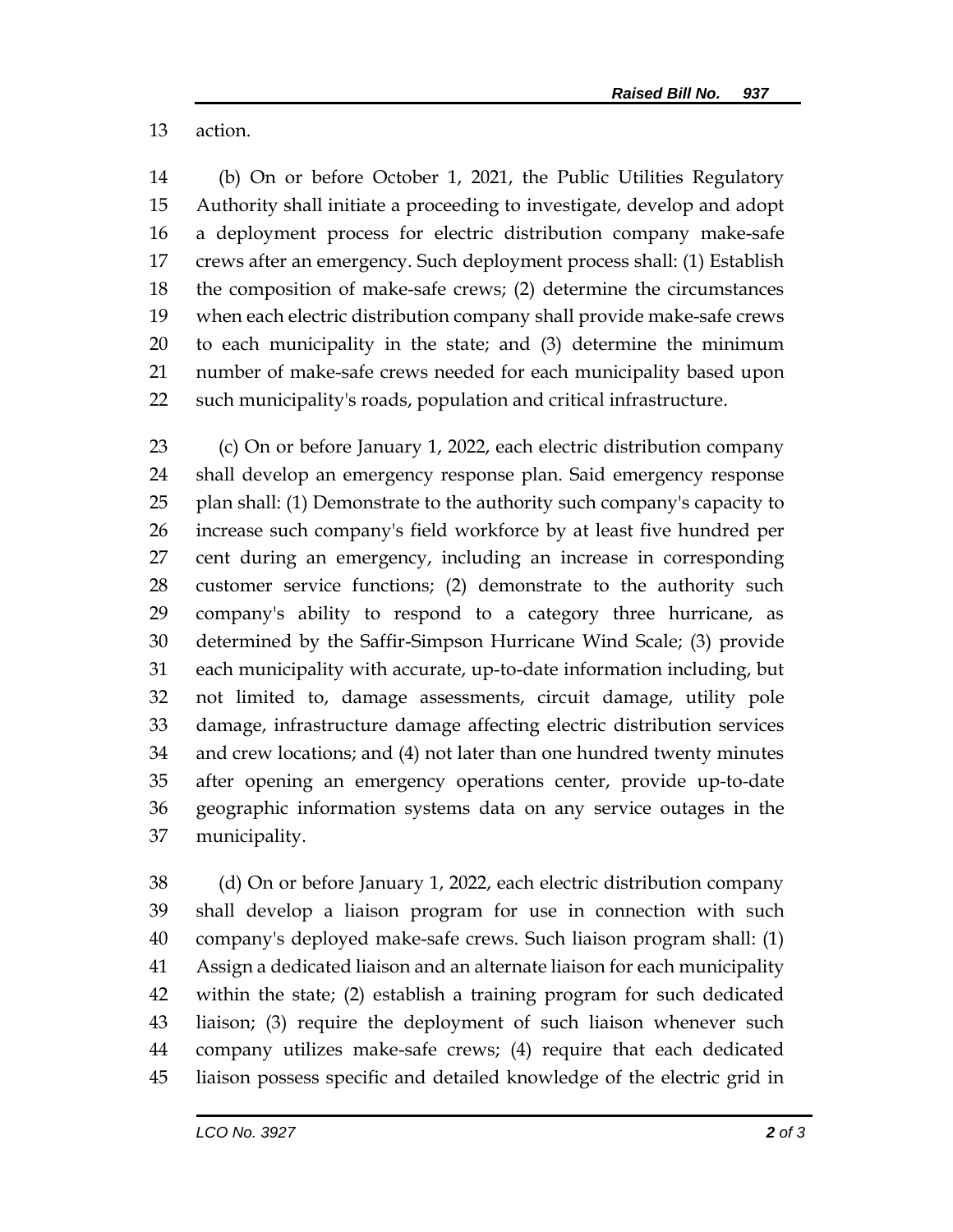action.

(b) On or before October 1, 2021, the Public Utilities Regulatory Authority shall initiate a proceeding to investigate, develop and adopt a deployment process for electric distribution company make-safe crews after an emergency. Such deployment process shall: (1) Establish the composition of make-safe crews; (2) determine the circumstances when each electric distribution company shall provide make-safe crews to each municipality in the state; and (3) determine the minimum number of make-safe crews needed for each municipality based upon such municipality's roads, population and critical infrastructure.

(c) On or before January 1, 2022, each electric distribution company shall develop an emergency response plan. Said emergency response plan shall: (1) Demonstrate to the authority such company's capacity to increase such company's field workforce by at least five hundred per cent during an emergency, including an increase in corresponding customer service functions; (2) demonstrate to the authority such company's ability to respond to a category three hurricane, as determined by the Saffir-Simpson Hurricane Wind Scale; (3) provide each municipality with accurate, up-to-date information including, but not limited to, damage assessments, circuit damage, utility pole damage, infrastructure damage affecting electric distribution services and crew locations; and (4) not later than one hundred twenty minutes after opening an emergency operations center, provide up-to-date geographic information systems data on any service outages in the municipality.

(d) On or before January 1, 2022, each electric distribution company shall develop a liaison program for use in connection with such company's deployed make-safe crews. Such liaison program shall: (1) Assign a dedicated liaison and an alternate liaison for each municipality within the state; (2) establish a training program for such dedicated liaison; (3) require the deployment of such liaison whenever such company utilizes make-safe crews; (4) require that each dedicated liaison possess specific and detailed knowledge of the electric grid in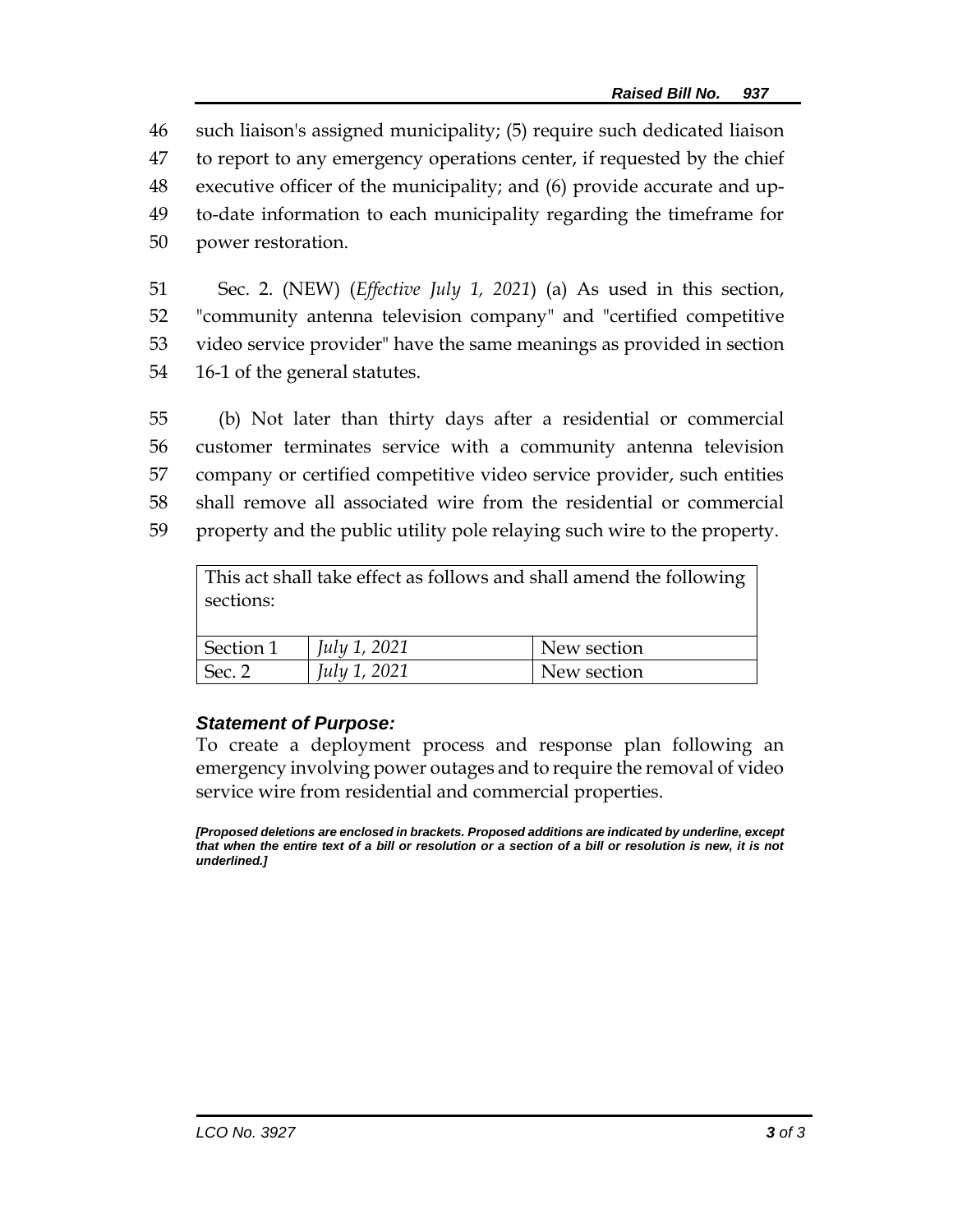such liaison's assigned municipality; (5) require such dedicated liaison to report to any emergency operations center, if requested by the chief executive officer of the municipality; and (6) provide accurate and up-to-date information to each municipality regarding the timeframe for power restoration.

Sec. 2. (NEW) (*Effective July 1, 2021*) (a) As used in this section, "community antenna television company" and "certified competitive video service provider" have the same meanings as provided in section 16-1 of the general statutes.

(b) Not later than thirty days after a residential or commercial customer terminates service with a community antenna television company or certified competitive video service provider, such entities shall remove all associated wire from the residential or commercial property and the public utility pole relaying such wire to the property.

| This act shall take effect as follows and shall amend the following sections: | | |
|---|---|---|
| Section 1 | *July 1, 2021* | New section |
| Sec. 2 | *July 1, 2021* | New section |

***Statement of Purpose:***

To create a deployment process and response plan following an emergency involving power outages and to require the removal of video service wire from residential and commercial properties.

***[Proposed deletions are enclosed in brackets. Proposed additions are indicated by underline, except that when the entire text of a bill or resolution or a section of a bill or resolution is new, it is not underlined.]***